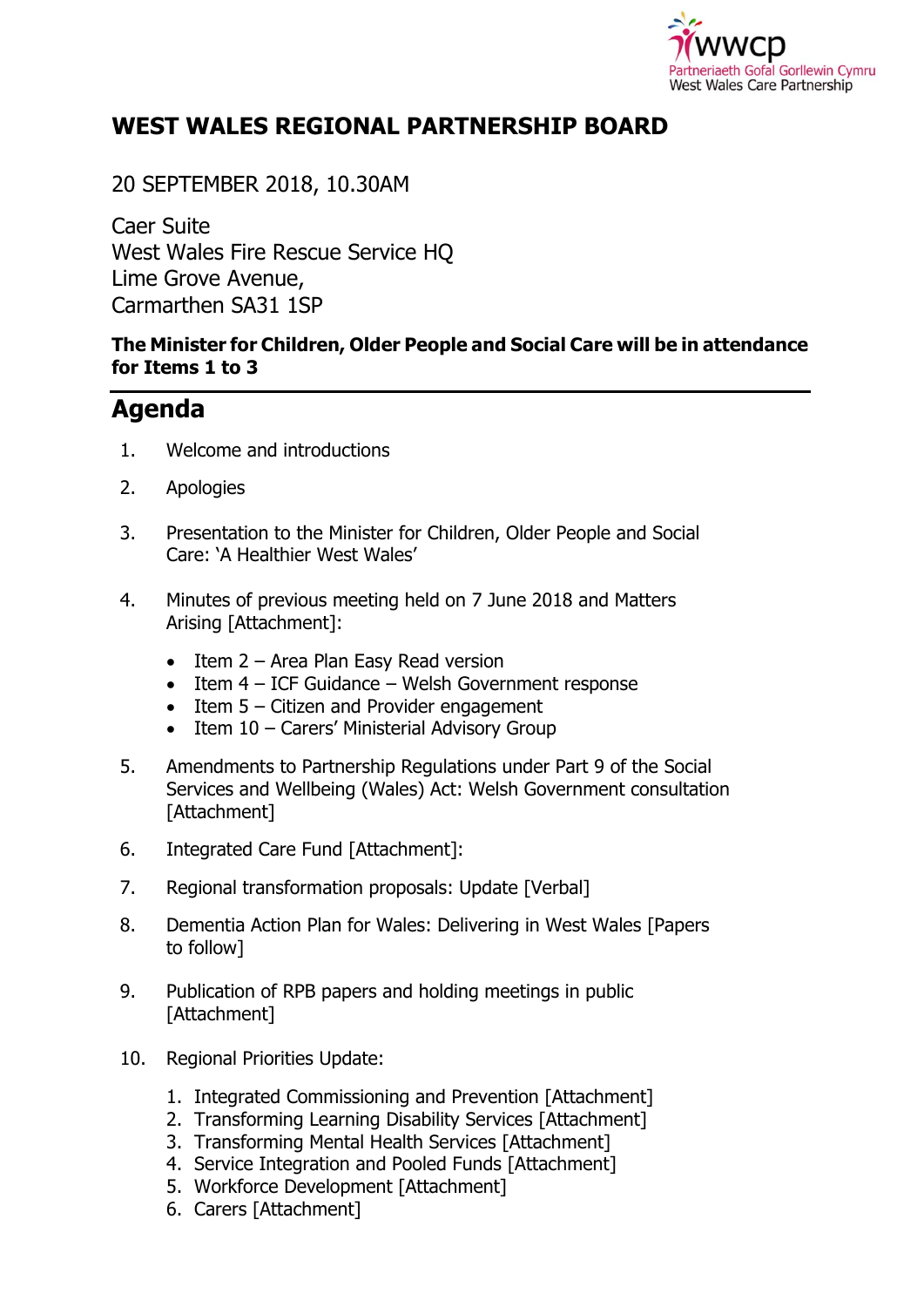wwcp
Partneriaeth Gofal Gorllewin Cymru
West Wales Care Partnership

# WEST WALES REGIONAL PARTNERSHIP BOARD

20 SEPTEMBER 2018, 10.30AM

Caer Suite
West Wales Fire Rescue Service HQ
Lime Grove Avenue,
Carmarthen SA31 1SP

**The Minister for Children, Older People and Social Care will be in attendance for Items 1 to 3**

## Agenda

1. Welcome and introductions

2. Apologies

3. Presentation to the Minister for Children, Older People and Social Care: 'A Healthier West Wales'

4. Minutes of previous meeting held on 7 June 2018 and Matters Arising [Attachment]:
   - Item 2 – Area Plan Easy Read version
   - Item 4 – ICF Guidance – Welsh Government response
   - Item 5 – Citizen and Provider engagement
   - Item 10 – Carers' Ministerial Advisory Group

5. Amendments to Partnership Regulations under Part 9 of the Social Services and Wellbeing (Wales) Act: Welsh Government consultation [Attachment]

6. Integrated Care Fund [Attachment]:

7. Regional transformation proposals: Update [Verbal]

8. Dementia Action Plan for Wales: Delivering in West Wales [Papers to follow]

9. Publication of RPB papers and holding meetings in public [Attachment]

10. Regional Priorities Update:
    1. Integrated Commissioning and Prevention [Attachment]
    2. Transforming Learning Disability Services [Attachment]
    3. Transforming Mental Health Services [Attachment]
    4. Service Integration and Pooled Funds [Attachment]
    5. Workforce Development [Attachment]
    6. Carers [Attachment]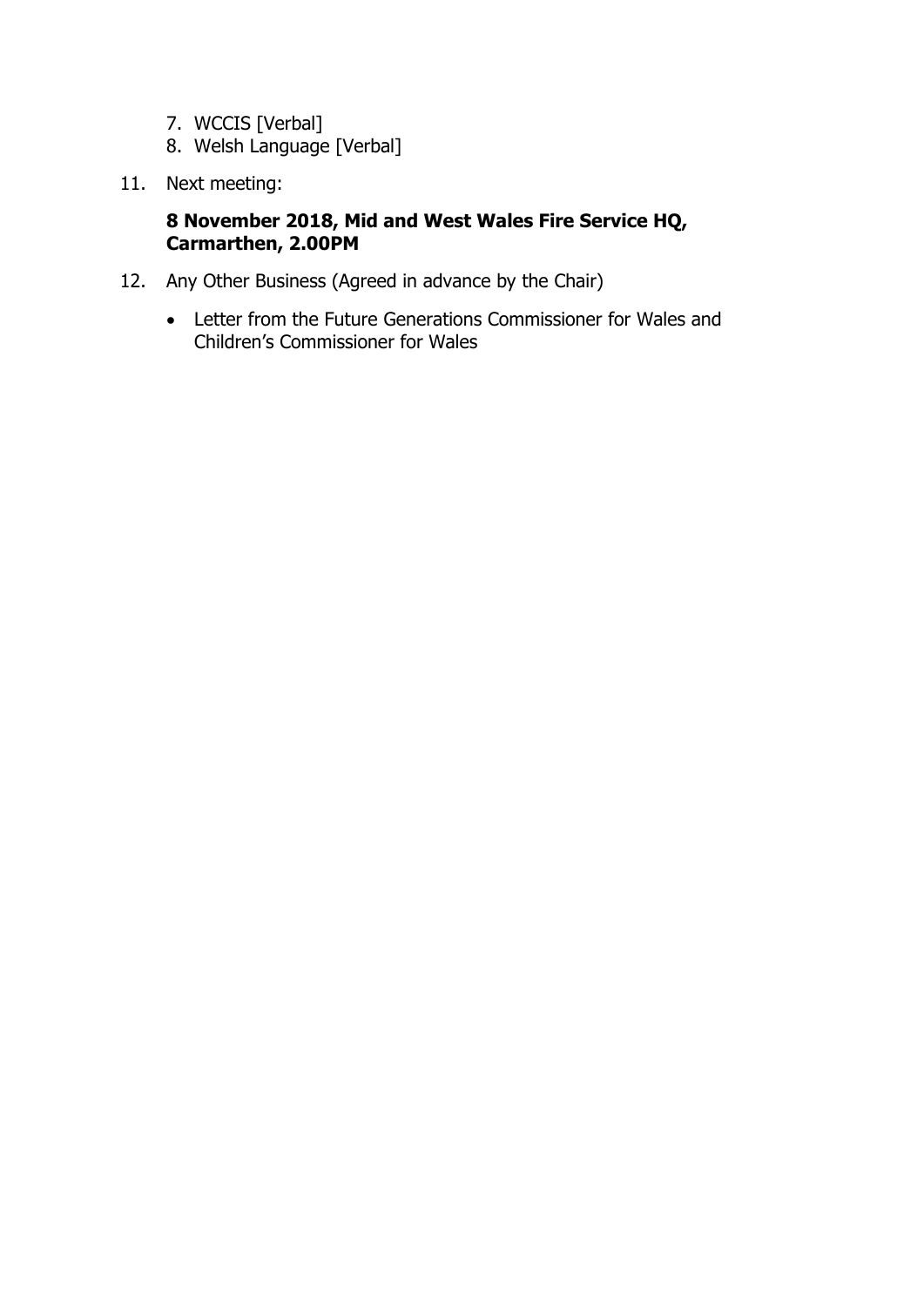7. WCCIS [Verbal]
   8. Welsh Language [Verbal]

11. Next meeting:

    **8 November 2018, Mid and West Wales Fire Service HQ, Carmarthen, 2.00PM**

12. Any Other Business (Agreed in advance by the Chair)

    - Letter from the Future Generations Commissioner for Wales and Children's Commissioner for Wales